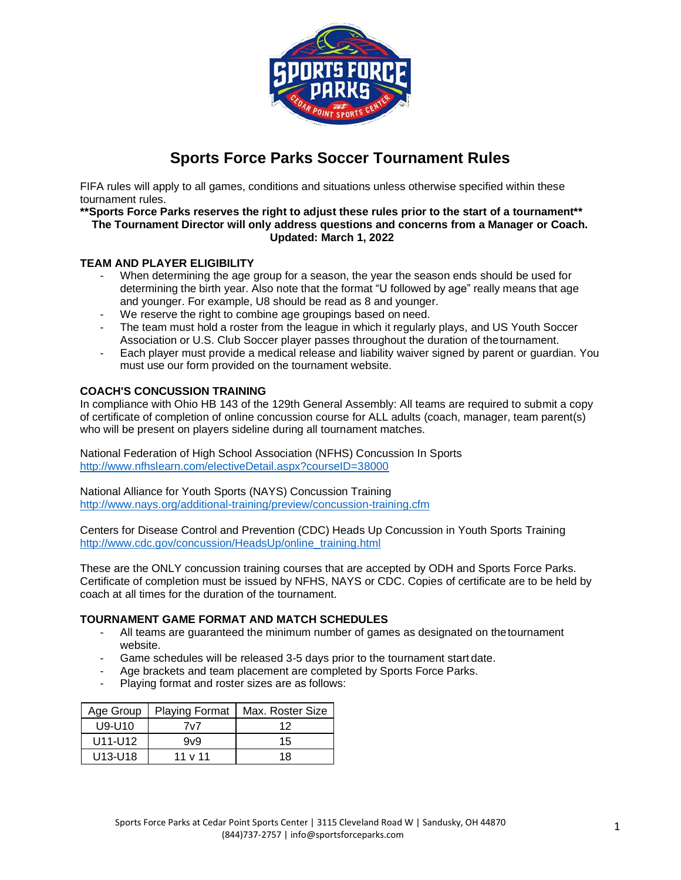# Sports Force Parks Soccer Tournament Rules

FIFA rules will apply to all games, conditions and situations unless otherwise specified within these tournament rules.

**\*\*Sports Force Parks reserves the right to adjust these rules prior to the start of a tournament\*\***

**The Tournament Director will only address questions and concerns from a Manager or Coach.**

**Updated: March 1, 2022**

## TEAM AND PLAYER ELIGIBILITY

- When determining the age group for a season, the year the season ends should be used for determining the birth year. Also note that the format "U followed by age" really means that age and younger. For example, U8 should be read as 8 and younger.
- We reserve the right to combine age groupings based on need.
- The team must hold a roster from the league in which it regularly plays, and US Youth Soccer Association or U.S. Club Soccer player passes throughout the duration of the tournament.
- Each player must provide a medical release and liability waiver signed by parent or guardian. You must use our form provided on the tournament website.

## COACH'S CONCUSSION TRAINING

In compliance with Ohio HB 143 of the 129th General Assembly: All teams are required to submit a copy of certificate of completion of online concussion course for ALL adults (coach, manager, team parent(s) who will be present on players sideline during all tournament matches.

National Federation of High School Association (NFHS) Concussion In Sports
http://www.nfhslearn.com/electiveDetail.aspx?courseID=38000

National Alliance for Youth Sports (NAYS) Concussion Training
http://www.nays.org/additional-training/preview/concussion-training.cfm

Centers for Disease Control and Prevention (CDC) Heads Up Concussion in Youth Sports Training
http://www.cdc.gov/concussion/HeadsUp/online_training.html

These are the ONLY concussion training courses that are accepted by ODH and Sports Force Parks. Certificate of completion must be issued by NFHS, NAYS or CDC. Copies of certificate are to be held by coach at all times for the duration of the tournament.

## TOURNAMENT GAME FORMAT AND MATCH SCHEDULES

- All teams are guaranteed the minimum number of games as designated on the tournament website.
- Game schedules will be released 3-5 days prior to the tournament start date.
- Age brackets and team placement are completed by Sports Force Parks.
- Playing format and roster sizes are as follows:

| Age Group | Playing Format | Max. Roster Size |
| --- | --- | --- |
| U9-U10 | 7v7 | 12 |
| U11-U12 | 9v9 | 15 |
| U13-U18 | 11 v 11 | 18 |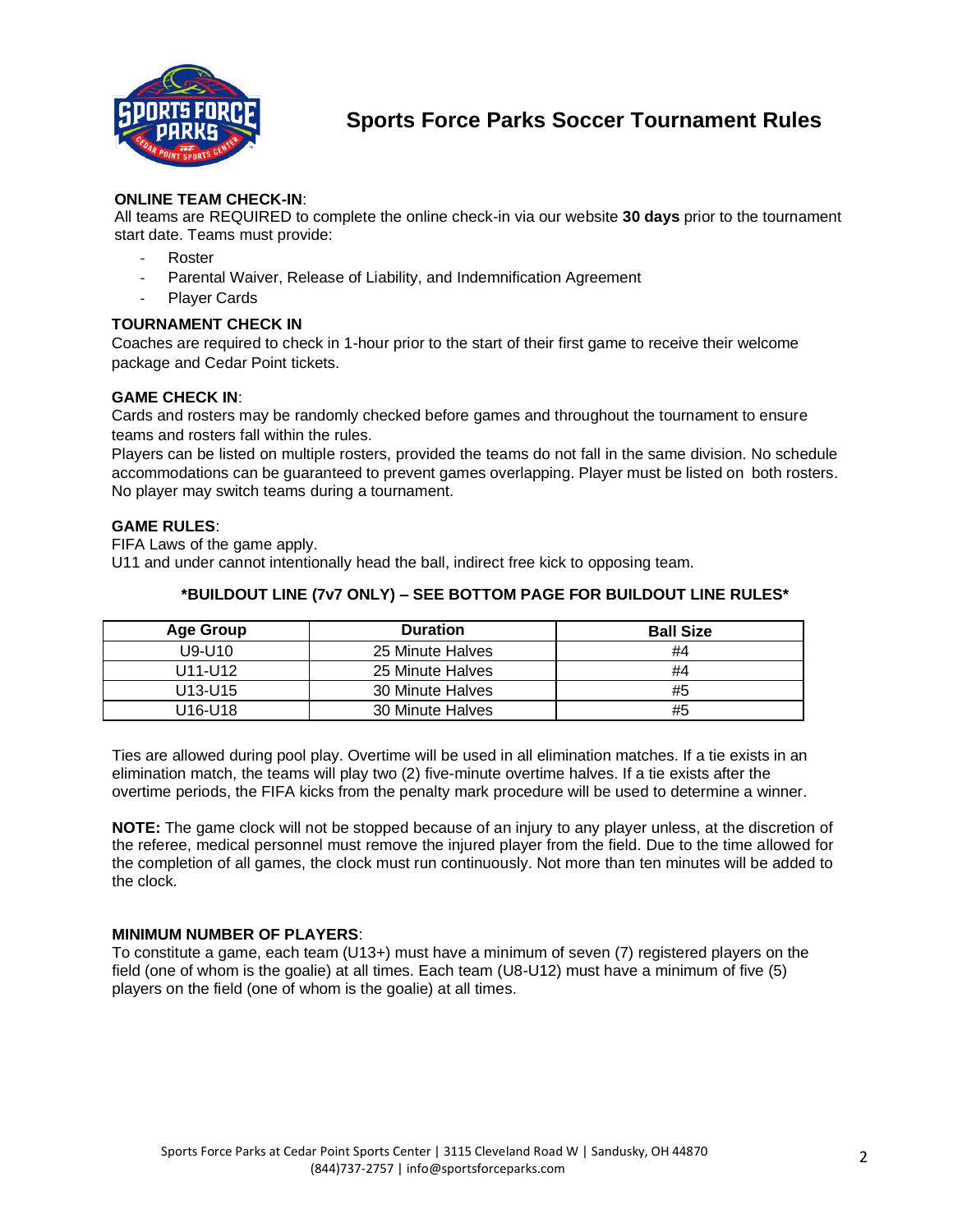# Sports Force Parks Soccer Tournament Rules

**ONLINE TEAM CHECK-IN**:
All teams are REQUIRED to complete the online check-in via our website **30 days** prior to the tournament start date. Teams must provide:

- Roster
- Parental Waiver, Release of Liability, and Indemnification Agreement
- Player Cards

**TOURNAMENT CHECK IN**
Coaches are required to check in 1-hour prior to the start of their first game to receive their welcome package and Cedar Point tickets.

**GAME CHECK IN**:
Cards and rosters may be randomly checked before games and throughout the tournament to ensure teams and rosters fall within the rules.
Players can be listed on multiple rosters, provided the teams do not fall in the same division. No schedule accommodations can be guaranteed to prevent games overlapping. Player must be listed on both rosters. No player may switch teams during a tournament.

**GAME RULES**:
FIFA Laws of the game apply.
U11 and under cannot intentionally head the ball, indirect free kick to opposing team.

**\*BUILDOUT LINE (7v7 ONLY) – SEE BOTTOM PAGE FOR BUILDOUT LINE RULES\***

| Age Group | Duration | Ball Size |
|---|---|---|
| U9-U10 | 25 Minute Halves | #4 |
| U11-U12 | 25 Minute Halves | #4 |
| U13-U15 | 30 Minute Halves | #5 |
| U16-U18 | 30 Minute Halves | #5 |

Ties are allowed during pool play. Overtime will be used in all elimination matches. If a tie exists in an elimination match, the teams will play two (2) five-minute overtime halves. If a tie exists after the overtime periods, the FIFA kicks from the penalty mark procedure will be used to determine a winner.

**NOTE:** The game clock will not be stopped because of an injury to any player unless, at the discretion of the referee, medical personnel must remove the injured player from the field. Due to the time allowed for the completion of all games, the clock must run continuously. Not more than ten minutes will be added to the clock.

**MINIMUM NUMBER OF PLAYERS**:
To constitute a game, each team (U13+) must have a minimum of seven (7) registered players on the field (one of whom is the goalie) at all times. Each team (U8-U12) must have a minimum of five (5) players on the field (one of whom is the goalie) at all times.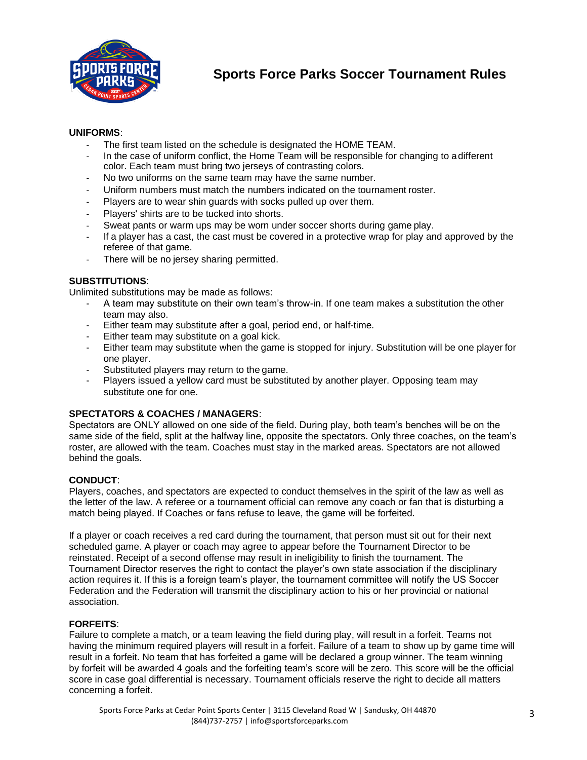# Sports Force Parks Soccer Tournament Rules

**UNIFORMS**:

- The first team listed on the schedule is designated the HOME TEAM.
- In the case of uniform conflict, the Home Team will be responsible for changing to a different color. Each team must bring two jerseys of contrasting colors.
- No two uniforms on the same team may have the same number.
- Uniform numbers must match the numbers indicated on the tournament roster.
- Players are to wear shin guards with socks pulled up over them.
- Players' shirts are to be tucked into shorts.
- Sweat pants or warm ups may be worn under soccer shorts during game play.
- If a player has a cast, the cast must be covered in a protective wrap for play and approved by the referee of that game.
- There will be no jersey sharing permitted.

**SUBSTITUTIONS**:

Unlimited substitutions may be made as follows:

- A team may substitute on their own team's throw-in. If one team makes a substitution the other team may also.
- Either team may substitute after a goal, period end, or half-time.
- Either team may substitute on a goal kick.
- Either team may substitute when the game is stopped for injury. Substitution will be one player for one player.
- Substituted players may return to the game.
- Players issued a yellow card must be substituted by another player. Opposing team may substitute one for one.

**SPECTATORS & COACHES / MANAGERS**:

Spectators are ONLY allowed on one side of the field. During play, both team's benches will be on the same side of the field, split at the halfway line, opposite the spectators. Only three coaches, on the team's roster, are allowed with the team. Coaches must stay in the marked areas. Spectators are not allowed behind the goals.

**CONDUCT**:

Players, coaches, and spectators are expected to conduct themselves in the spirit of the law as well as the letter of the law. A referee or a tournament official can remove any coach or fan that is disturbing a match being played. If Coaches or fans refuse to leave, the game will be forfeited.

If a player or coach receives a red card during the tournament, that person must sit out for their next scheduled game. A player or coach may agree to appear before the Tournament Director to be reinstated. Receipt of a second offense may result in ineligibility to finish the tournament. The Tournament Director reserves the right to contact the player's own state association if the disciplinary action requires it. If this is a foreign team's player, the tournament committee will notify the US Soccer Federation and the Federation will transmit the disciplinary action to his or her provincial or national association.

**FORFEITS**:

Failure to complete a match, or a team leaving the field during play, will result in a forfeit. Teams not having the minimum required players will result in a forfeit. Failure of a team to show up by game time will result in a forfeit. No team that has forfeited a game will be declared a group winner. The team winning by forfeit will be awarded 4 goals and the forfeiting team's score will be zero. This score will be the official score in case goal differential is necessary. Tournament officials reserve the right to decide all matters concerning a forfeit.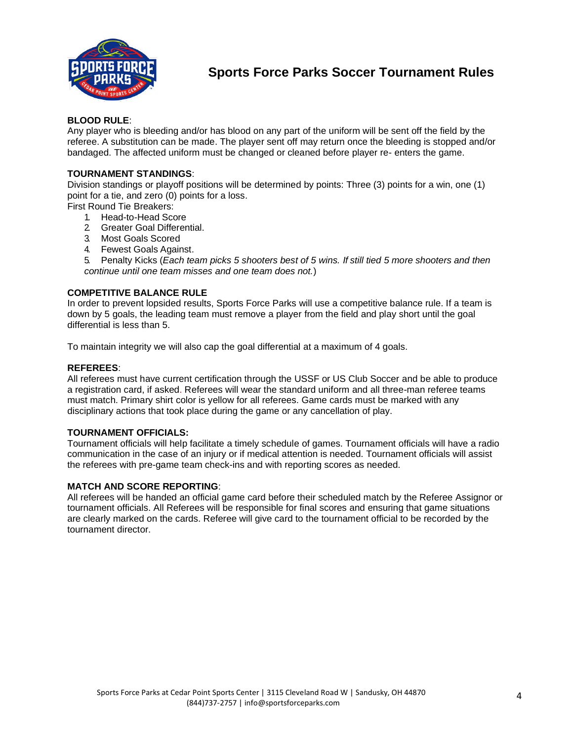# Sports Force Parks Soccer Tournament Rules

**BLOOD RULE**:
Any player who is bleeding and/or has blood on any part of the uniform will be sent off the field by the referee. A substitution can be made. The player sent off may return once the bleeding is stopped and/or bandaged. The affected uniform must be changed or cleaned before player re- enters the game.

**TOURNAMENT STANDINGS**:
Division standings or playoff positions will be determined by points: Three (3) points for a win, one (1) point for a tie, and zero (0) points for a loss.
First Round Tie Breakers:

1. Head-to-Head Score
2. Greater Goal Differential.
3. Most Goals Scored
4. Fewest Goals Against.
5. Penalty Kicks (*Each team picks 5 shooters best of 5 wins. If still tied 5 more shooters and then continue until one team misses and one team does not.*)

**COMPETITIVE BALANCE RULE**
In order to prevent lopsided results, Sports Force Parks will use a competitive balance rule. If a team is down by 5 goals, the leading team must remove a player from the field and play short until the goal differential is less than 5.

To maintain integrity we will also cap the goal differential at a maximum of 4 goals.

**REFEREES**:
All referees must have current certification through the USSF or US Club Soccer and be able to produce a registration card, if asked. Referees will wear the standard uniform and all three-man referee teams must match. Primary shirt color is yellow for all referees. Game cards must be marked with any disciplinary actions that took place during the game or any cancellation of play.

**TOURNAMENT OFFICIALS:**
Tournament officials will help facilitate a timely schedule of games. Tournament officials will have a radio communication in the case of an injury or if medical attention is needed. Tournament officials will assist the referees with pre-game team check-ins and with reporting scores as needed.

**MATCH AND SCORE REPORTING**:
All referees will be handed an official game card before their scheduled match by the Referee Assignor or tournament officials. All Referees will be responsible for final scores and ensuring that game situations are clearly marked on the cards. Referee will give card to the tournament official to be recorded by the tournament director.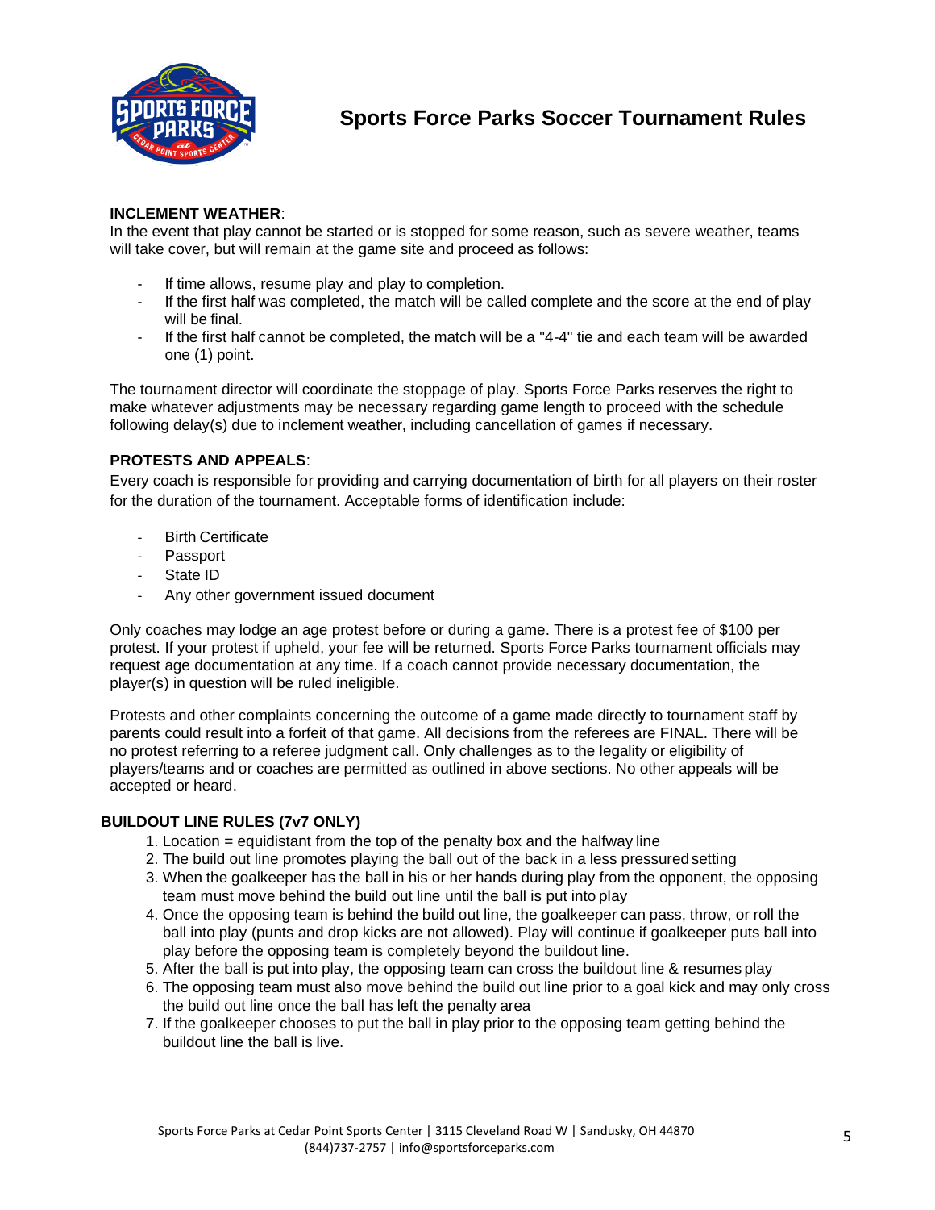# Sports Force Parks Soccer Tournament Rules

**INCLEMENT WEATHER**:

In the event that play cannot be started or is stopped for some reason, such as severe weather, teams will take cover, but will remain at the game site and proceed as follows:

- If time allows, resume play and play to completion.
- If the first half was completed, the match will be called complete and the score at the end of play will be final.
- If the first half cannot be completed, the match will be a "4-4" tie and each team will be awarded one (1) point.

The tournament director will coordinate the stoppage of play. Sports Force Parks reserves the right to make whatever adjustments may be necessary regarding game length to proceed with the schedule following delay(s) due to inclement weather, including cancellation of games if necessary.

**PROTESTS AND APPEALS**:

Every coach is responsible for providing and carrying documentation of birth for all players on their roster for the duration of the tournament. Acceptable forms of identification include:

- Birth Certificate
- Passport
- State ID
- Any other government issued document

Only coaches may lodge an age protest before or during a game. There is a protest fee of $100 per protest. If your protest if upheld, your fee will be returned. Sports Force Parks tournament officials may request age documentation at any time. If a coach cannot provide necessary documentation, the player(s) in question will be ruled ineligible.

Protests and other complaints concerning the outcome of a game made directly to tournament staff by parents could result into a forfeit of that game. All decisions from the referees are FINAL. There will be no protest referring to a referee judgment call. Only challenges as to the legality or eligibility of players/teams and or coaches are permitted as outlined in above sections. No other appeals will be accepted or heard.

**BUILDOUT LINE RULES (7v7 ONLY)**

1. Location = equidistant from the top of the penalty box and the halfway line
2. The build out line promotes playing the ball out of the back in a less pressured setting
3. When the goalkeeper has the ball in his or her hands during play from the opponent, the opposing team must move behind the build out line until the ball is put into play
4. Once the opposing team is behind the build out line, the goalkeeper can pass, throw, or roll the ball into play (punts and drop kicks are not allowed). Play will continue if goalkeeper puts ball into play before the opposing team is completely beyond the buildout line.
5. After the ball is put into play, the opposing team can cross the buildout line & resumes play
6. The opposing team must also move behind the build out line prior to a goal kick and may only cross the build out line once the ball has left the penalty area
7. If the goalkeeper chooses to put the ball in play prior to the opposing team getting behind the buildout line the ball is live.